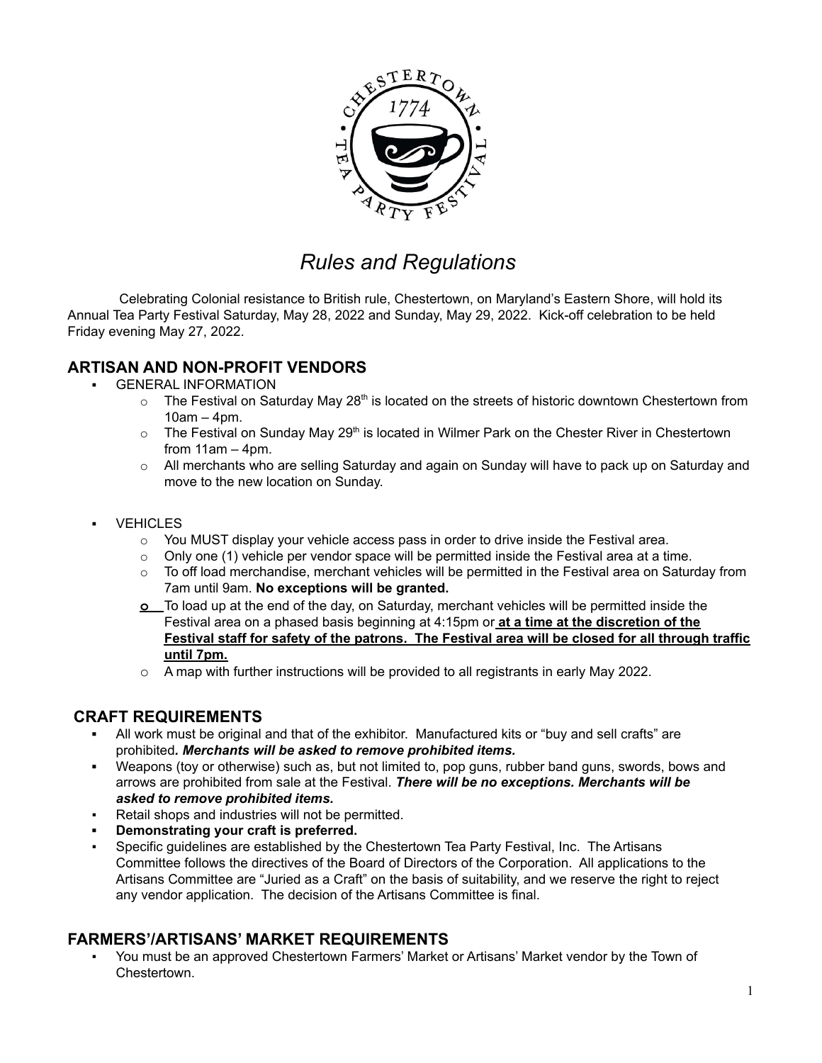# *Rules and Regulations*

Celebrating Colonial resistance to British rule, Chestertown, on Maryland's Eastern Shore, will hold its Annual Tea Party Festival Saturday, May 28, 2022 and Sunday, May 29, 2022. Kick-off celebration to be held Friday evening May 27, 2022.

## ARTISAN AND NON-PROFIT VENDORS

- GENERAL INFORMATION
  - The Festival on Saturday May 28th is located on the streets of historic downtown Chestertown from 10am – 4pm.
  - The Festival on Sunday May 29th is located in Wilmer Park on the Chester River in Chestertown from 11am – 4pm.
  - All merchants who are selling Saturday and again on Sunday will have to pack up on Saturday and move to the new location on Sunday.

- VEHICLES
  - You MUST display your vehicle access pass in order to drive inside the Festival area.
  - Only one (1) vehicle per vendor space will be permitted inside the Festival area at a time.
  - To off load merchandise, merchant vehicles will be permitted in the Festival area on Saturday from 7am until 9am. **No exceptions will be granted.**
  - To load up at the end of the day, on Saturday, merchant vehicles will be permitted inside the Festival area on a phased basis beginning at 4:15pm or **at a time at the discretion of the Festival staff for safety of the patrons. The Festival area will be closed for all through traffic until 7pm.**
  - A map with further instructions will be provided to all registrants in early May 2022.

## CRAFT REQUIREMENTS

- All work must be original and that of the exhibitor. Manufactured kits or "buy and sell crafts" are prohibited***. Merchants will be asked to remove prohibited items.***
- Weapons (toy or otherwise) such as, but not limited to, pop guns, rubber band guns, swords, bows and arrows are prohibited from sale at the Festival. ***There will be no exceptions. Merchants will be asked to remove prohibited items.***
- Retail shops and industries will not be permitted.
- **Demonstrating your craft is preferred.**
- Specific guidelines are established by the Chestertown Tea Party Festival, Inc. The Artisans Committee follows the directives of the Board of Directors of the Corporation. All applications to the Artisans Committee are "Juried as a Craft" on the basis of suitability, and we reserve the right to reject any vendor application. The decision of the Artisans Committee is final.

## FARMERS'/ARTISANS' MARKET REQUIREMENTS

- You must be an approved Chestertown Farmers' Market or Artisans' Market vendor by the Town of Chestertown.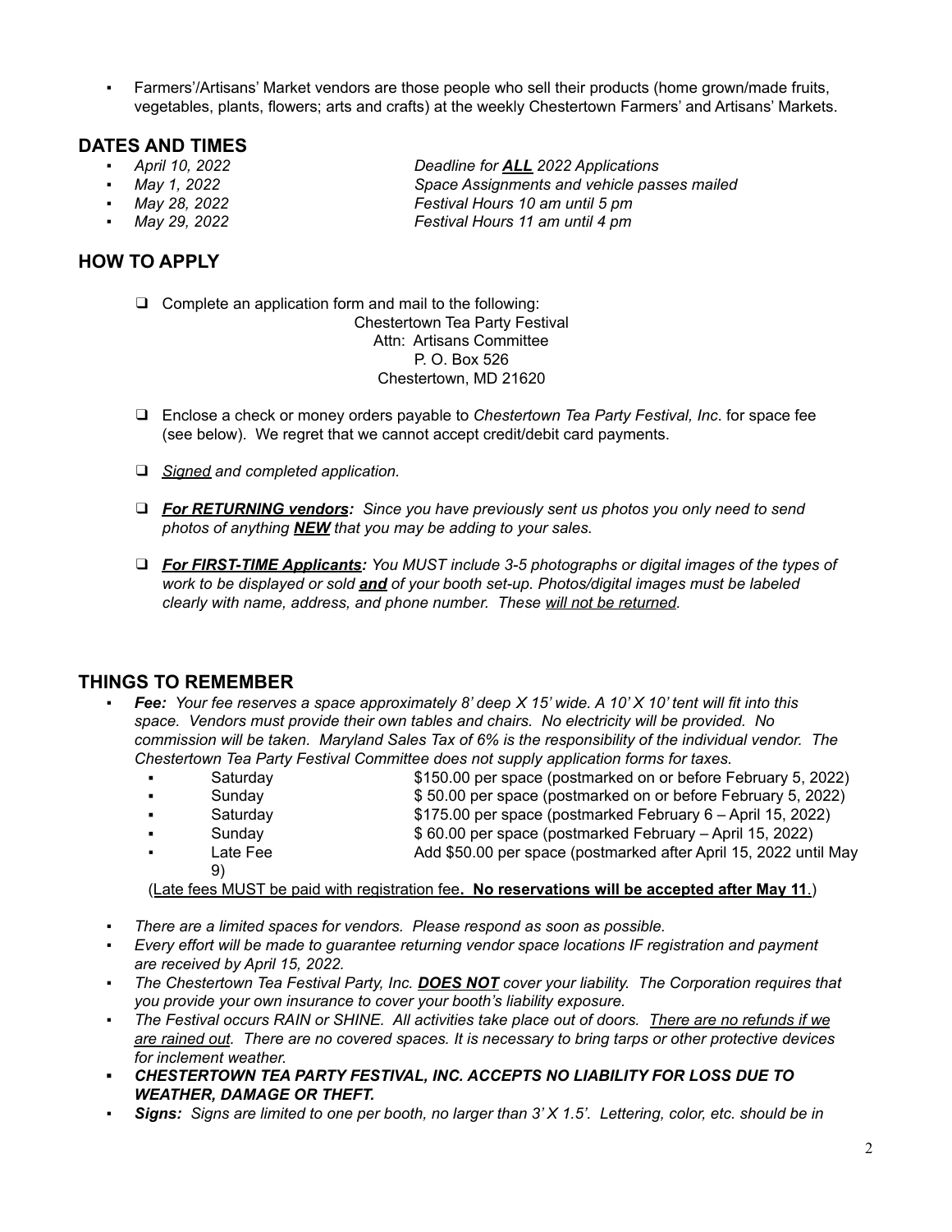- Farmers'/Artisans' Market vendors are those people who sell their products (home grown/made fruits, vegetables, plants, flowers; arts and crafts) at the weekly Chestertown Farmers' and Artisans' Markets.

## DATES AND TIMES

- *April 10, 2022* — *Deadline for **ALL** 2022 Applications*
- *May 1, 2022* — *Space Assignments and vehicle passes mailed*
- *May 28, 2022* — *Festival Hours 10 am until 5 pm*
- *May 29, 2022* — *Festival Hours 11 am until 4 pm*

## HOW TO APPLY

- ❑ Complete an application form and mail to the following:

  Chestertown Tea Party Festival
  Attn: Artisans Committee
  P. O. Box 526
  Chestertown, MD 21620

- ❑ Enclose a check or money orders payable to *Chestertown Tea Party Festival, Inc*. for space fee (see below). We regret that we cannot accept credit/debit card payments.
- ❑ *Signed and completed application.*
- ❑ ***For RETURNING vendors:*** *Since you have previously sent us photos you only need to send photos of anything **NEW** that you may be adding to your sales.*
- ❑ ***For FIRST-TIME Applicants:*** *You MUST include 3-5 photographs or digital images of the types of work to be displayed or sold **and** of your booth set-up. Photos/digital images must be labeled clearly with name, address, and phone number. These will not be returned.*

## THINGS TO REMEMBER

- ***Fee:*** *Your fee reserves a space approximately 8' deep X 15' wide. A 10' X 10' tent will fit into this space. Vendors must provide their own tables and chairs. No electricity will be provided. No commission will be taken. Maryland Sales Tax of 6% is the responsibility of the individual vendor. The Chestertown Tea Party Festival Committee does not supply application forms for taxes.*
  - Saturday — $150.00 per space (postmarked on or before February 5, 2022)
  - Sunday — $ 50.00 per space (postmarked on or before February 5, 2022)
  - Saturday — $175.00 per space (postmarked February 6 – April 15, 2022)
  - Sunday — $ 60.00 per space (postmarked February – April 15, 2022)
  - Late Fee — Add $50.00 per space (postmarked after April 15, 2022 until May 9)

  (Late fees MUST be paid with registration fee**. No reservations will be accepted after May 11**.)

- *There are a limited spaces for vendors. Please respond as soon as possible.*
- *Every effort will be made to guarantee returning vendor space locations IF registration and payment are received by April 15, 2022.*
- *The Chestertown Tea Festival Party, Inc. **DOES NOT** cover your liability. The Corporation requires that you provide your own insurance to cover your booth's liability exposure.*
- *The Festival occurs RAIN or SHINE. All activities take place out of doors. There are no refunds if we are rained out. There are no covered spaces. It is necessary to bring tarps or other protective devices for inclement weather.*
- ***CHESTERTOWN TEA PARTY FESTIVAL, INC. ACCEPTS NO LIABILITY FOR LOSS DUE TO WEATHER, DAMAGE OR THEFT.***
- ***Signs:*** *Signs are limited to one per booth, no larger than 3' X 1.5'. Lettering, color, etc. should be in*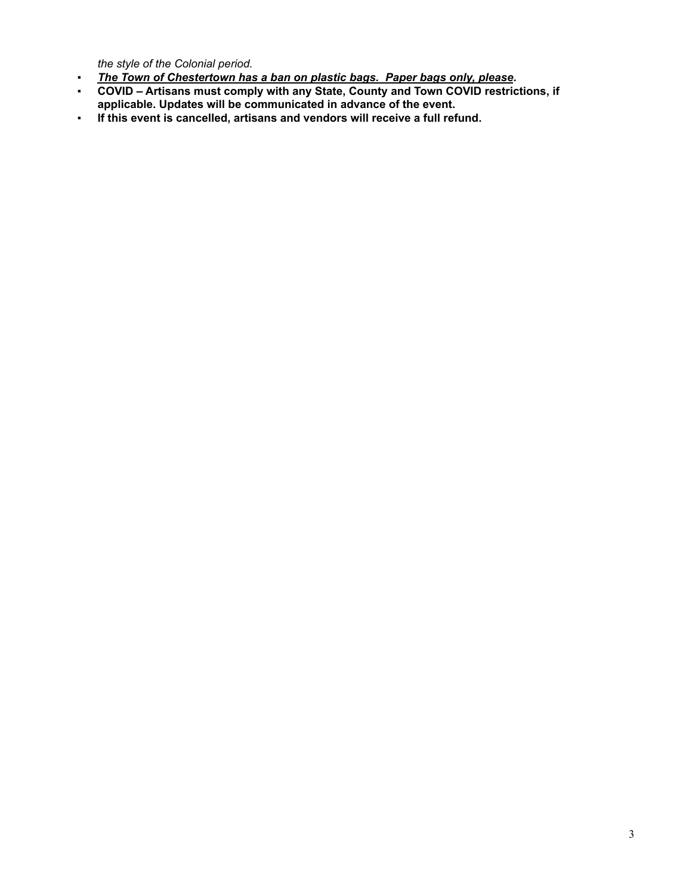*the style of the Colonial period.*

- ***The Town of Chestertown has a ban on plastic bags. Paper bags only, please.***
- **COVID – Artisans must comply with any State, County and Town COVID restrictions, if applicable. Updates will be communicated in advance of the event.**
- **If this event is cancelled, artisans and vendors will receive a full refund.**